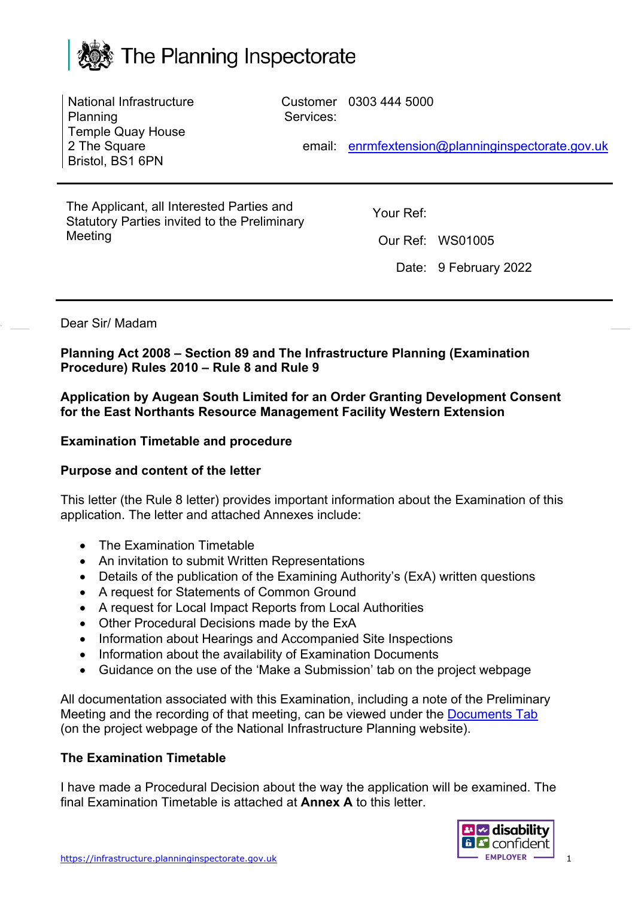# The Planning Inspectorate

National Infrastructure Planning
Temple Quay House
2 The Square
Bristol, BS1 6PN

Customer Services: 0303 444 5000

email: enrmfextension@planninginspectorate.gov.uk

The Applicant, all Interested Parties and Statutory Parties invited to the Preliminary Meeting

Your Ref:

Our Ref: WS01005

Date: 9 February 2022

Dear Sir/ Madam

**Planning Act 2008 – Section 89 and The Infrastructure Planning (Examination Procedure) Rules 2010 – Rule 8 and Rule 9**

**Application by Augean South Limited for an Order Granting Development Consent for the East Northants Resource Management Facility Western Extension**

**Examination Timetable and procedure**

**Purpose and content of the letter**

This letter (the Rule 8 letter) provides important information about the Examination of this application. The letter and attached Annexes include:

- The Examination Timetable
- An invitation to submit Written Representations
- Details of the publication of the Examining Authority's (ExA) written questions
- A request for Statements of Common Ground
- A request for Local Impact Reports from Local Authorities
- Other Procedural Decisions made by the ExA
- Information about Hearings and Accompanied Site Inspections
- Information about the availability of Examination Documents
- Guidance on the use of the 'Make a Submission' tab on the project webpage

All documentation associated with this Examination, including a note of the Preliminary Meeting and the recording of that meeting, can be viewed under the Documents Tab (on the project webpage of the National Infrastructure Planning website).

**The Examination Timetable**

I have made a Procedural Decision about the way the application will be examined. The final Examination Timetable is attached at **Annex A** to this letter.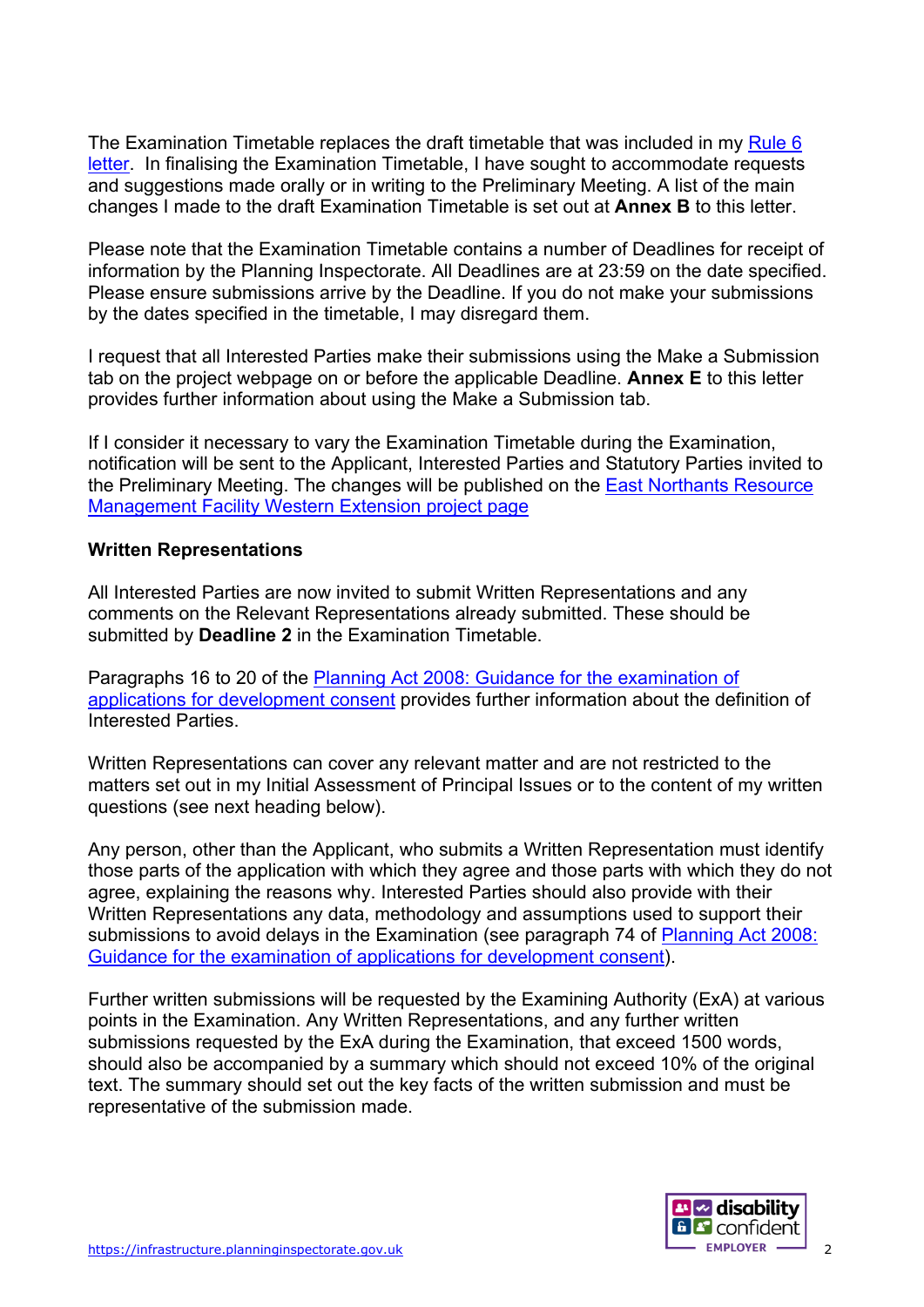The Examination Timetable replaces the draft timetable that was included in my Rule 6 letter. In finalising the Examination Timetable, I have sought to accommodate requests and suggestions made orally or in writing to the Preliminary Meeting. A list of the main changes I made to the draft Examination Timetable is set out at **Annex B** to this letter.

Please note that the Examination Timetable contains a number of Deadlines for receipt of information by the Planning Inspectorate. All Deadlines are at 23:59 on the date specified. Please ensure submissions arrive by the Deadline. If you do not make your submissions by the dates specified in the timetable, I may disregard them.

I request that all Interested Parties make their submissions using the Make a Submission tab on the project webpage on or before the applicable Deadline. **Annex E** to this letter provides further information about using the Make a Submission tab.

If I consider it necessary to vary the Examination Timetable during the Examination, notification will be sent to the Applicant, Interested Parties and Statutory Parties invited to the Preliminary Meeting. The changes will be published on the East Northants Resource Management Facility Western Extension project page

**Written Representations**

All Interested Parties are now invited to submit Written Representations and any comments on the Relevant Representations already submitted. These should be submitted by **Deadline 2** in the Examination Timetable.

Paragraphs 16 to 20 of the Planning Act 2008: Guidance for the examination of applications for development consent provides further information about the definition of Interested Parties.

Written Representations can cover any relevant matter and are not restricted to the matters set out in my Initial Assessment of Principal Issues or to the content of my written questions (see next heading below).

Any person, other than the Applicant, who submits a Written Representation must identify those parts of the application with which they agree and those parts with which they do not agree, explaining the reasons why. Interested Parties should also provide with their Written Representations any data, methodology and assumptions used to support their submissions to avoid delays in the Examination (see paragraph 74 of Planning Act 2008: Guidance for the examination of applications for development consent).

Further written submissions will be requested by the Examining Authority (ExA) at various points in the Examination. Any Written Representations, and any further written submissions requested by the ExA during the Examination, that exceed 1500 words, should also be accompanied by a summary which should not exceed 10% of the original text. The summary should set out the key facts of the written submission and must be representative of the submission made.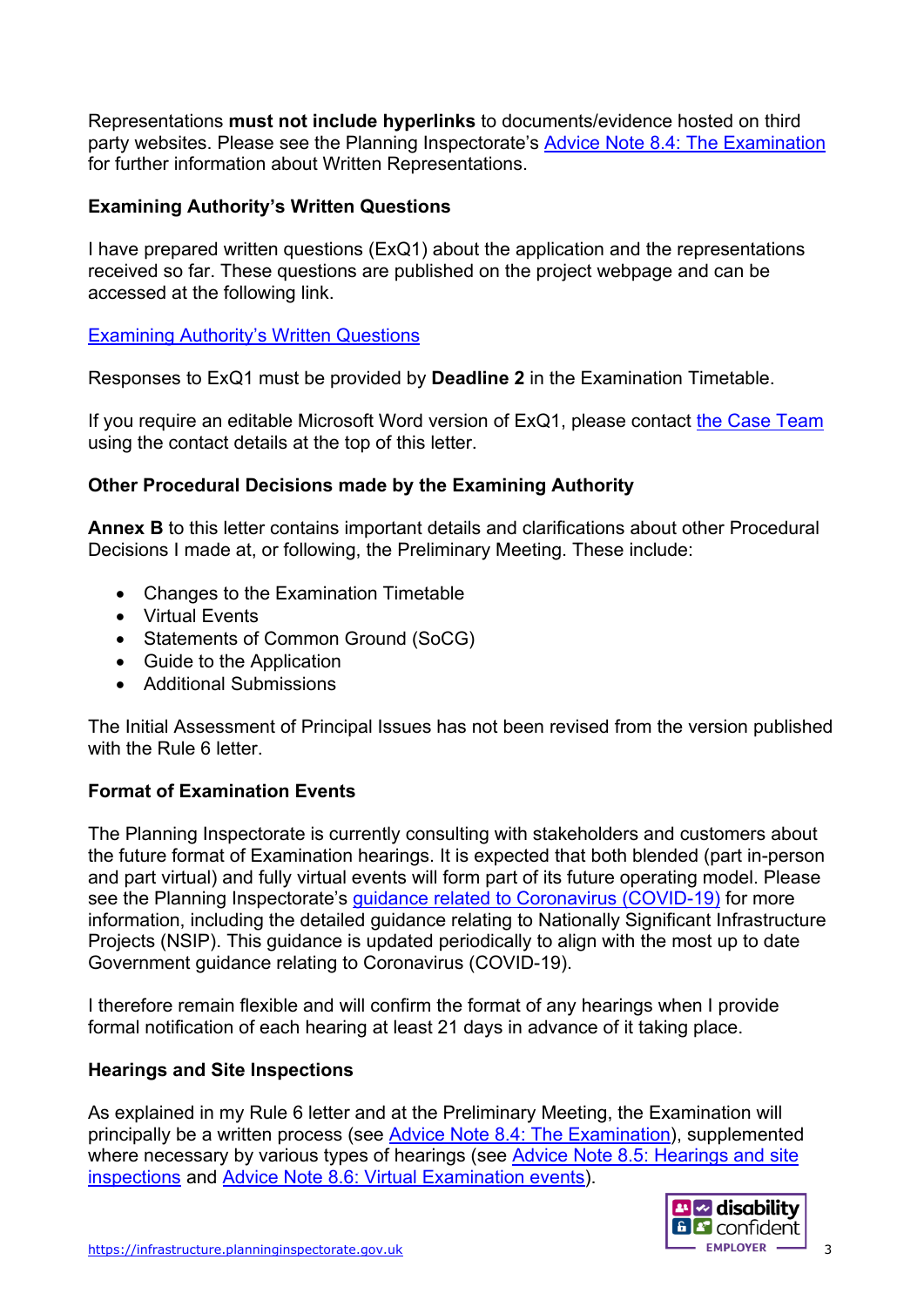Representations **must not include hyperlinks** to documents/evidence hosted on third party websites. Please see the Planning Inspectorate's Advice Note 8.4: The Examination for further information about Written Representations.

**Examining Authority's Written Questions**

I have prepared written questions (ExQ1) about the application and the representations received so far. These questions are published on the project webpage and can be accessed at the following link.

Examining Authority's Written Questions

Responses to ExQ1 must be provided by **Deadline 2** in the Examination Timetable.

If you require an editable Microsoft Word version of ExQ1, please contact the Case Team using the contact details at the top of this letter.

**Other Procedural Decisions made by the Examining Authority**

**Annex B** to this letter contains important details and clarifications about other Procedural Decisions I made at, or following, the Preliminary Meeting. These include:

- Changes to the Examination Timetable
- Virtual Events
- Statements of Common Ground (SoCG)
- Guide to the Application
- Additional Submissions

The Initial Assessment of Principal Issues has not been revised from the version published with the Rule 6 letter.

**Format of Examination Events**

The Planning Inspectorate is currently consulting with stakeholders and customers about the future format of Examination hearings. It is expected that both blended (part in-person and part virtual) and fully virtual events will form part of its future operating model. Please see the Planning Inspectorate's guidance related to Coronavirus (COVID-19) for more information, including the detailed guidance relating to Nationally Significant Infrastructure Projects (NSIP). This guidance is updated periodically to align with the most up to date Government guidance relating to Coronavirus (COVID-19).

I therefore remain flexible and will confirm the format of any hearings when I provide formal notification of each hearing at least 21 days in advance of it taking place.

**Hearings and Site Inspections**

As explained in my Rule 6 letter and at the Preliminary Meeting, the Examination will principally be a written process (see Advice Note 8.4: The Examination), supplemented where necessary by various types of hearings (see Advice Note 8.5: Hearings and site inspections and Advice Note 8.6: Virtual Examination events).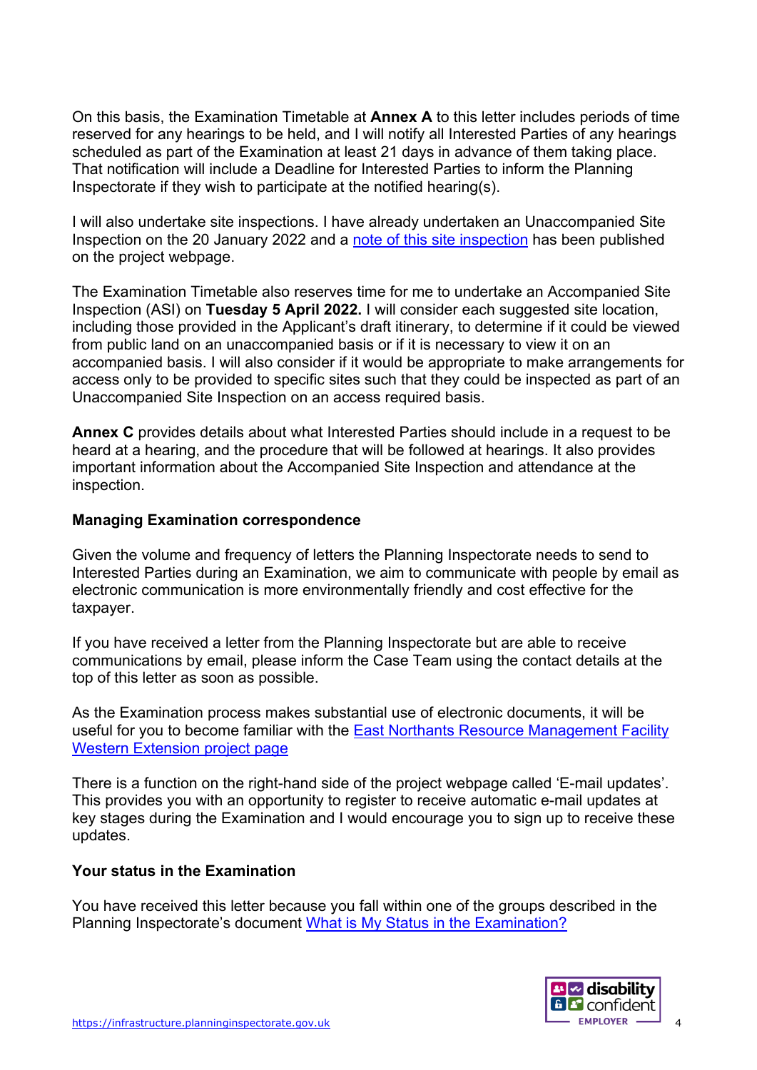On this basis, the Examination Timetable at **Annex A** to this letter includes periods of time reserved for any hearings to be held, and I will notify all Interested Parties of any hearings scheduled as part of the Examination at least 21 days in advance of them taking place. That notification will include a Deadline for Interested Parties to inform the Planning Inspectorate if they wish to participate at the notified hearing(s).

I will also undertake site inspections. I have already undertaken an Unaccompanied Site Inspection on the 20 January 2022 and a note of this site inspection has been published on the project webpage.

The Examination Timetable also reserves time for me to undertake an Accompanied Site Inspection (ASI) on **Tuesday 5 April 2022.** I will consider each suggested site location, including those provided in the Applicant's draft itinerary, to determine if it could be viewed from public land on an unaccompanied basis or if it is necessary to view it on an accompanied basis. I will also consider if it would be appropriate to make arrangements for access only to be provided to specific sites such that they could be inspected as part of an Unaccompanied Site Inspection on an access required basis.

**Annex C** provides details about what Interested Parties should include in a request to be heard at a hearing, and the procedure that will be followed at hearings. It also provides important information about the Accompanied Site Inspection and attendance at the inspection.

**Managing Examination correspondence**

Given the volume and frequency of letters the Planning Inspectorate needs to send to Interested Parties during an Examination, we aim to communicate with people by email as electronic communication is more environmentally friendly and cost effective for the taxpayer.

If you have received a letter from the Planning Inspectorate but are able to receive communications by email, please inform the Case Team using the contact details at the top of this letter as soon as possible.

As the Examination process makes substantial use of electronic documents, it will be useful for you to become familiar with the East Northants Resource Management Facility Western Extension project page

There is a function on the right-hand side of the project webpage called 'E-mail updates'. This provides you with an opportunity to register to receive automatic e-mail updates at key stages during the Examination and I would encourage you to sign up to receive these updates.

**Your status in the Examination**

You have received this letter because you fall within one of the groups described in the Planning Inspectorate's document What is My Status in the Examination?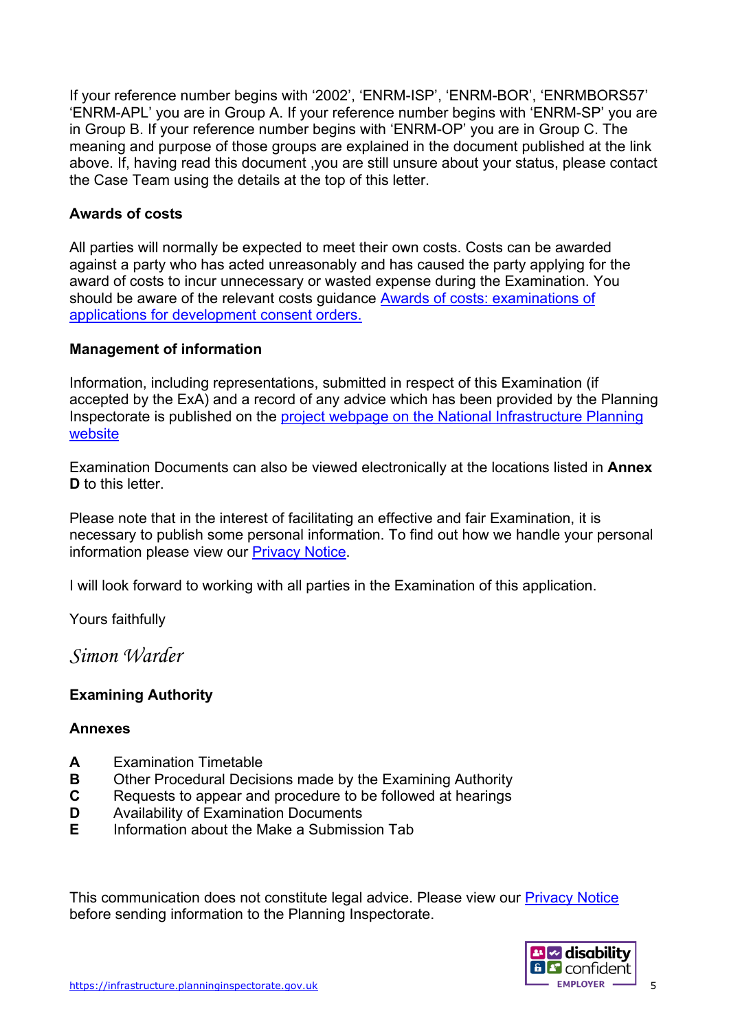If your reference number begins with '2002', 'ENRM-ISP', 'ENRM-BOR', 'ENRMBORS57' 'ENRM-APL' you are in Group A. If your reference number begins with 'ENRM-SP' you are in Group B. If your reference number begins with 'ENRM-OP' you are in Group C. The meaning and purpose of those groups are explained in the document published at the link above. If, having read this document ,you are still unsure about your status, please contact the Case Team using the details at the top of this letter.

**Awards of costs**

All parties will normally be expected to meet their own costs. Costs can be awarded against a party who has acted unreasonably and has caused the party applying for the award of costs to incur unnecessary or wasted expense during the Examination. You should be aware of the relevant costs guidance Awards of costs: examinations of applications for development consent orders.

**Management of information**

Information, including representations, submitted in respect of this Examination (if accepted by the ExA) and a record of any advice which has been provided by the Planning Inspectorate is published on the project webpage on the National Infrastructure Planning website

Examination Documents can also be viewed electronically at the locations listed in **Annex D** to this letter.

Please note that in the interest of facilitating an effective and fair Examination, it is necessary to publish some personal information. To find out how we handle your personal information please view our Privacy Notice.

I will look forward to working with all parties in the Examination of this application.

Yours faithfully

*Simon Warder*

**Examining Authority**

**Annexes**

**A** Examination Timetable
**B** Other Procedural Decisions made by the Examining Authority
**C** Requests to appear and procedure to be followed at hearings
**D** Availability of Examination Documents
**E** Information about the Make a Submission Tab

This communication does not constitute legal advice. Please view our Privacy Notice before sending information to the Planning Inspectorate.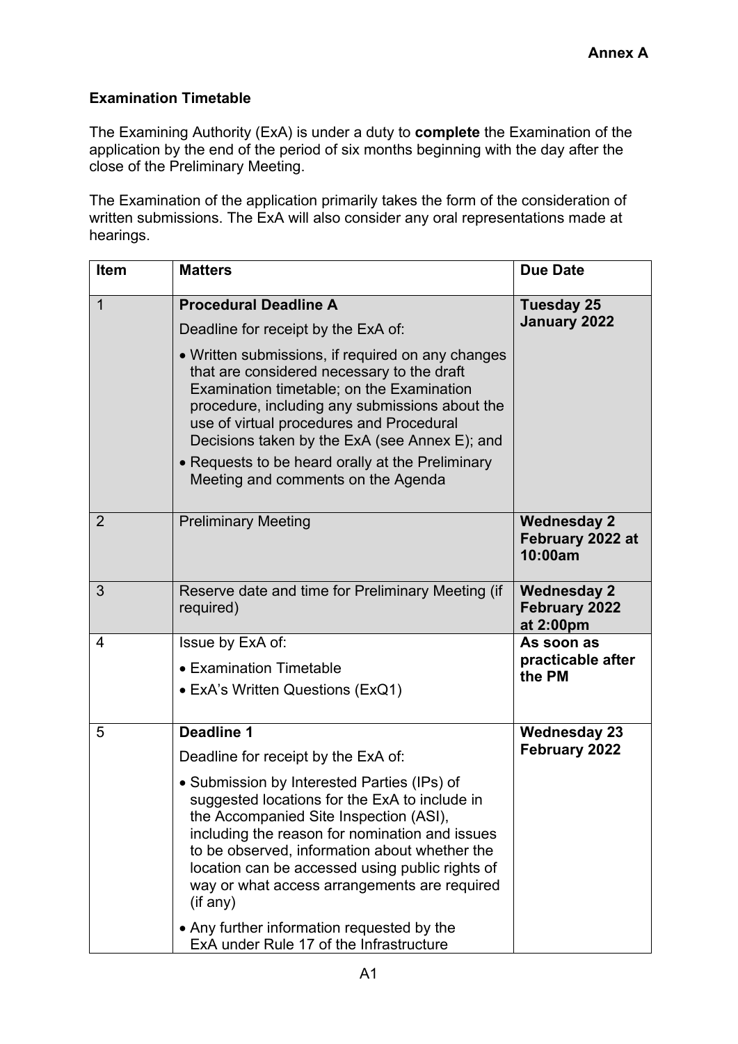**Annex A**

**Examination Timetable**

The Examining Authority (ExA) is under a duty to **complete** the Examination of the application by the end of the period of six months beginning with the day after the close of the Preliminary Meeting.

The Examination of the application primarily takes the form of the consideration of written submissions. The ExA will also consider any oral representations made at hearings.

| Item | Matters | Due Date |
|---|---|---|
| 1 | **Procedural Deadline A**<br>Deadline for receipt by the ExA of:<br>• Written submissions, if required on any changes that are considered necessary to the draft Examination timetable; on the Examination procedure, including any submissions about the use of virtual procedures and Procedural Decisions taken by the ExA (see Annex E); and<br>• Requests to be heard orally at the Preliminary Meeting and comments on the Agenda | **Tuesday 25 January 2022** |
| 2 | Preliminary Meeting | **Wednesday 2 February 2022 at 10:00am** |
| 3 | Reserve date and time for Preliminary Meeting (if required) | **Wednesday 2 February 2022 at 2:00pm** |
| 4 | Issue by ExA of:<br>• Examination Timetable<br>• ExA's Written Questions (ExQ1) | **As soon as practicable after the PM** |
| 5 | **Deadline 1**<br>Deadline for receipt by the ExA of:<br>• Submission by Interested Parties (IPs) of suggested locations for the ExA to include in the Accompanied Site Inspection (ASI), including the reason for nomination and issues to be observed, information about whether the location can be accessed using public rights of way or what access arrangements are required (if any)<br>• Any further information requested by the ExA under Rule 17 of the Infrastructure | **Wednesday 23 February 2022** |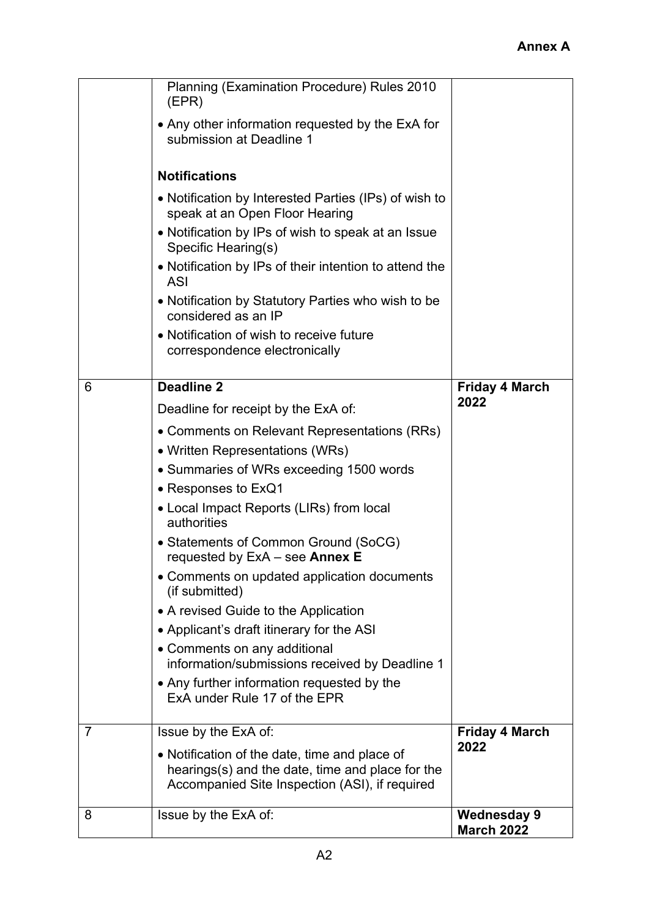**Annex A**

| | | |
|---|---|---|
| | Planning (Examination Procedure) Rules 2010 (EPR)<br>• Any other information requested by the ExA for submission at Deadline 1<br><br>**Notifications**<br>• Notification by Interested Parties (IPs) of wish to speak at an Open Floor Hearing<br>• Notification by IPs of wish to speak at an Issue Specific Hearing(s)<br>• Notification by IPs of their intention to attend the ASI<br>• Notification by Statutory Parties who wish to be considered as an IP<br>• Notification of wish to receive future correspondence electronically | |
| 6 | **Deadline 2**<br>Deadline for receipt by the ExA of:<br>• Comments on Relevant Representations (RRs)<br>• Written Representations (WRs)<br>• Summaries of WRs exceeding 1500 words<br>• Responses to ExQ1<br>• Local Impact Reports (LIRs) from local authorities<br>• Statements of Common Ground (SoCG) requested by ExA – see **Annex E**<br>• Comments on updated application documents (if submitted)<br>• A revised Guide to the Application<br>• Applicant's draft itinerary for the ASI<br>• Comments on any additional information/submissions received by Deadline 1<br>• Any further information requested by the ExA under Rule 17 of the EPR | **Friday 4 March 2022** |
| 7 | Issue by the ExA of:<br>• Notification of the date, time and place of hearings(s) and the date, time and place for the Accompanied Site Inspection (ASI), if required | **Friday 4 March 2022** |
| 8 | Issue by the ExA of: | **Wednesday 9 March 2022** |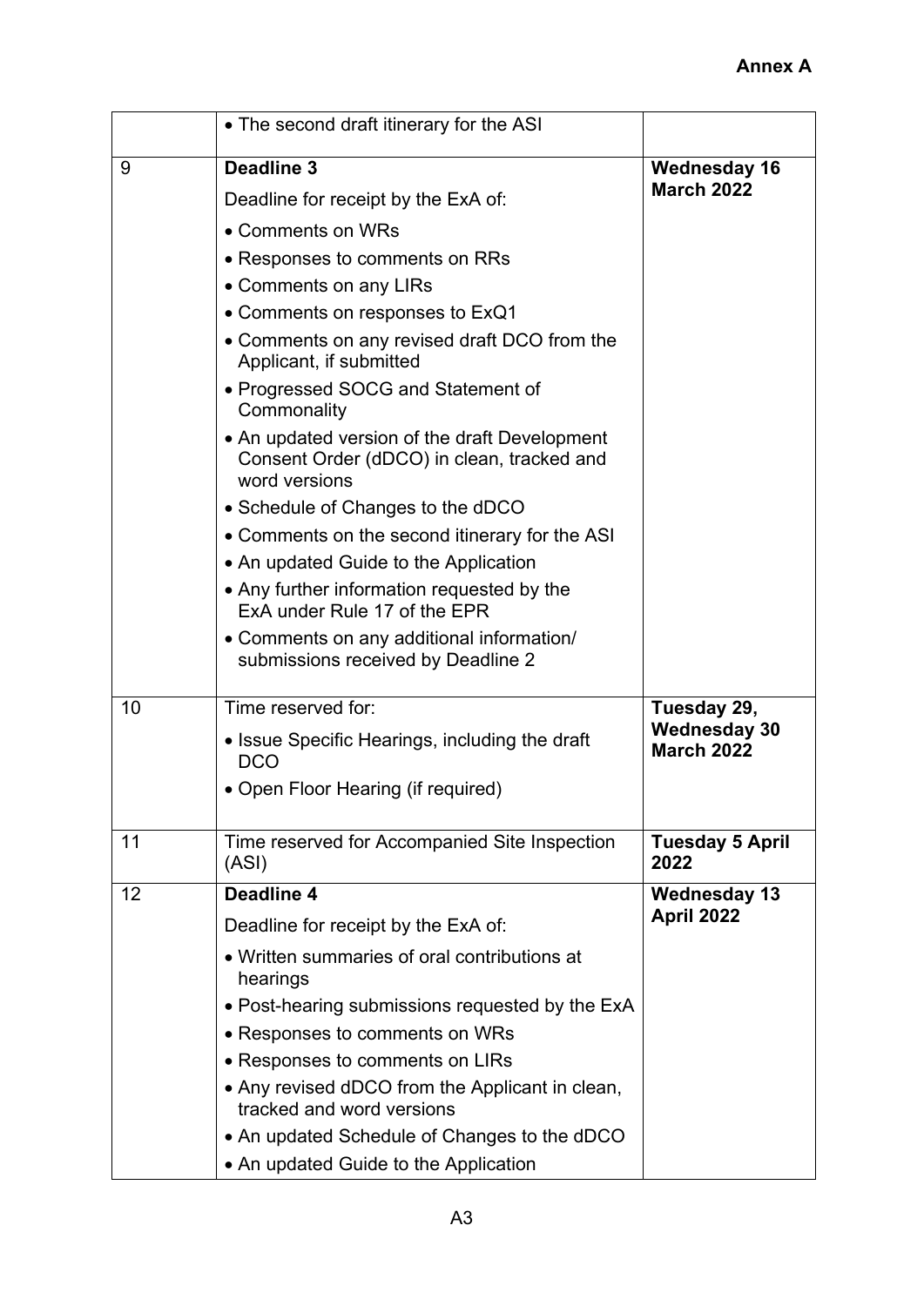**Annex A**

| | | |
|---|---|---|
| | • The second draft itinerary for the ASI | |
| 9 | **Deadline 3**<br>Deadline for receipt by the ExA of:<br>• Comments on WRs<br>• Responses to comments on RRs<br>• Comments on any LIRs<br>• Comments on responses to ExQ1<br>• Comments on any revised draft DCO from the Applicant, if submitted<br>• Progressed SOCG and Statement of Commonality<br>• An updated version of the draft Development Consent Order (dDCO) in clean, tracked and word versions<br>• Schedule of Changes to the dDCO<br>• Comments on the second itinerary for the ASI<br>• An updated Guide to the Application<br>• Any further information requested by the ExA under Rule 17 of the EPR<br>• Comments on any additional information/ submissions received by Deadline 2 | **Wednesday 16 March 2022** |
| 10 | Time reserved for:<br>• Issue Specific Hearings, including the draft DCO<br>• Open Floor Hearing (if required) | **Tuesday 29, Wednesday 30 March 2022** |
| 11 | Time reserved for Accompanied Site Inspection (ASI) | **Tuesday 5 April 2022** |
| 12 | **Deadline 4**<br>Deadline for receipt by the ExA of:<br>• Written summaries of oral contributions at hearings<br>• Post-hearing submissions requested by the ExA<br>• Responses to comments on WRs<br>• Responses to comments on LIRs<br>• Any revised dDCO from the Applicant in clean, tracked and word versions<br>• An updated Schedule of Changes to the dDCO<br>• An updated Guide to the Application | **Wednesday 13 April 2022** |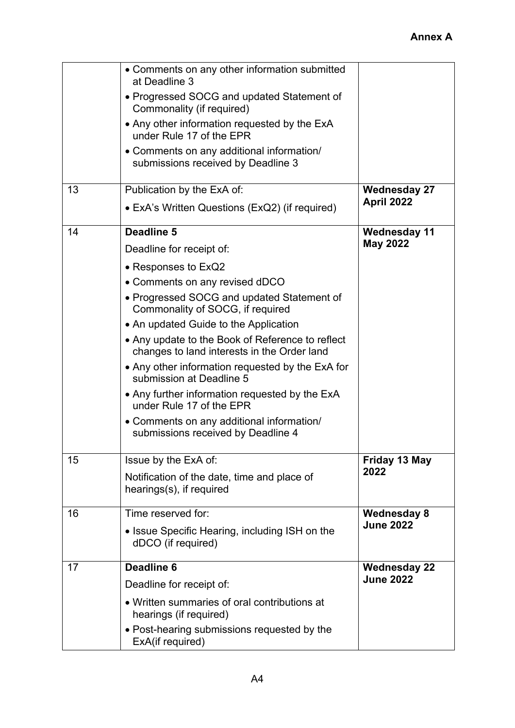**Annex A**

| | | |
|---|---|---|
| | • Comments on any other information submitted at Deadline 3<br>• Progressed SOCG and updated Statement of Commonality (if required)<br>• Any other information requested by the ExA under Rule 17 of the EPR<br>• Comments on any additional information/ submissions received by Deadline 3 | |
| 13 | Publication by the ExA of:<br>• ExA's Written Questions (ExQ2) (if required) | **Wednesday 27 April 2022** |
| 14 | **Deadline 5**<br>Deadline for receipt of:<br>• Responses to ExQ2<br>• Comments on any revised dDCO<br>• Progressed SOCG and updated Statement of Commonality of SOCG, if required<br>• An updated Guide to the Application<br>• Any update to the Book of Reference to reflect changes to land interests in the Order land<br>• Any other information requested by the ExA for submission at Deadline 5<br>• Any further information requested by the ExA under Rule 17 of the EPR<br>• Comments on any additional information/ submissions received by Deadline 4 | **Wednesday 11 May 2022** |
| 15 | Issue by the ExA of:<br>Notification of the date, time and place of hearings(s), if required | **Friday 13 May 2022** |
| 16 | Time reserved for:<br>• Issue Specific Hearing, including ISH on the dDCO (if required) | **Wednesday 8 June 2022** |
| 17 | **Deadline 6**<br>Deadline for receipt of:<br>• Written summaries of oral contributions at hearings (if required)<br>• Post-hearing submissions requested by the ExA(if required) | **Wednesday 22 June 2022** |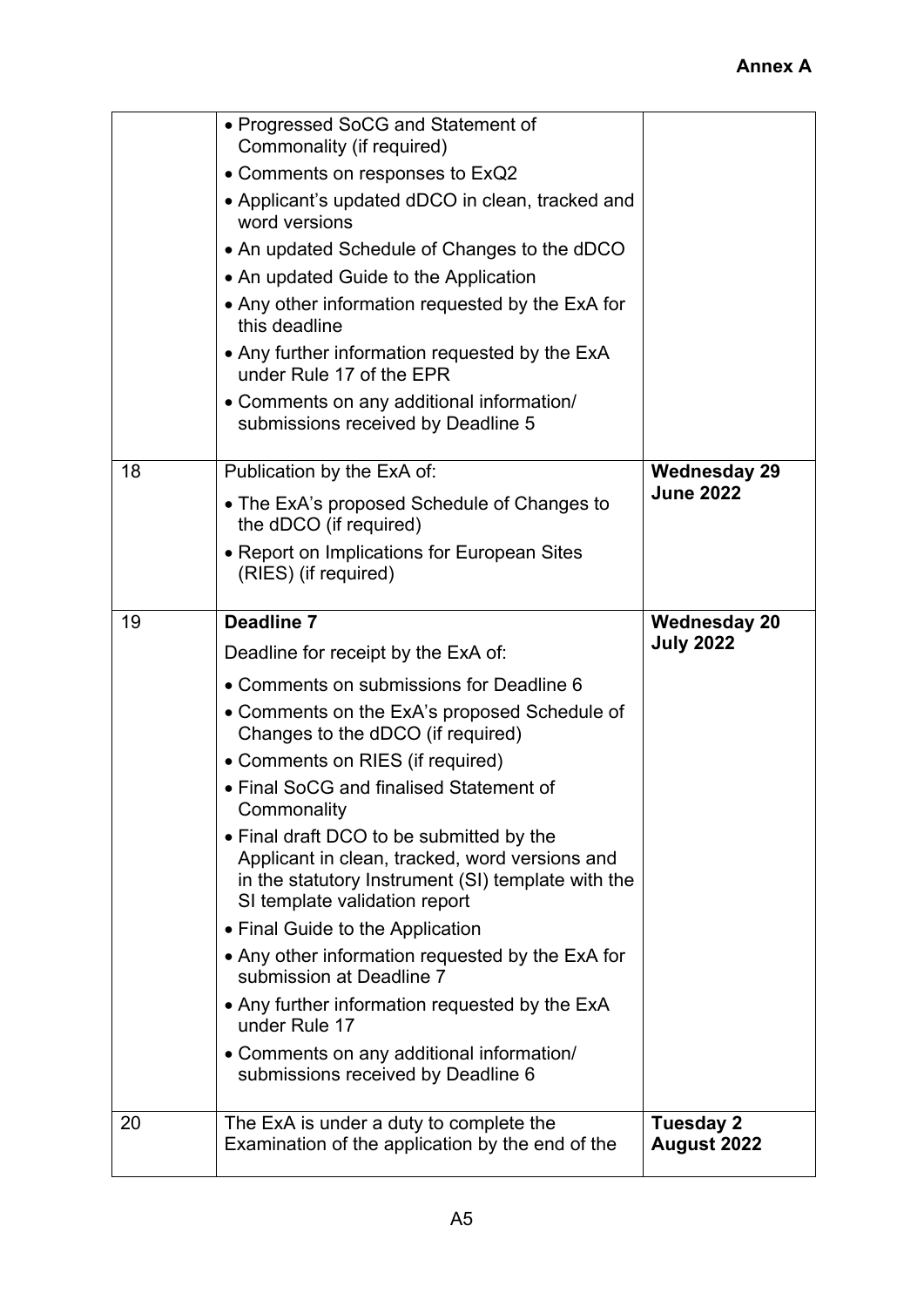**Annex A**

| | | |
|---|---|---|
| | • Progressed SoCG and Statement of Commonality (if required)<br>• Comments on responses to ExQ2<br>• Applicant's updated dDCO in clean, tracked and word versions<br>• An updated Schedule of Changes to the dDCO<br>• An updated Guide to the Application<br>• Any other information requested by the ExA for this deadline<br>• Any further information requested by the ExA under Rule 17 of the EPR<br>• Comments on any additional information/ submissions received by Deadline 5 | |
| 18 | Publication by the ExA of:<br>• The ExA's proposed Schedule of Changes to the dDCO (if required)<br>• Report on Implications for European Sites (RIES) (if required) | **Wednesday 29 June 2022** |
| 19 | **Deadline 7**<br>Deadline for receipt by the ExA of:<br>• Comments on submissions for Deadline 6<br>• Comments on the ExA's proposed Schedule of Changes to the dDCO (if required)<br>• Comments on RIES (if required)<br>• Final SoCG and finalised Statement of Commonality<br>• Final draft DCO to be submitted by the Applicant in clean, tracked, word versions and in the statutory Instrument (SI) template with the SI template validation report<br>• Final Guide to the Application<br>• Any other information requested by the ExA for submission at Deadline 7<br>• Any further information requested by the ExA under Rule 17<br>• Comments on any additional information/ submissions received by Deadline 6 | **Wednesday 20 July 2022** |
| 20 | The ExA is under a duty to complete the Examination of the application by the end of the | **Tuesday 2 August 2022** |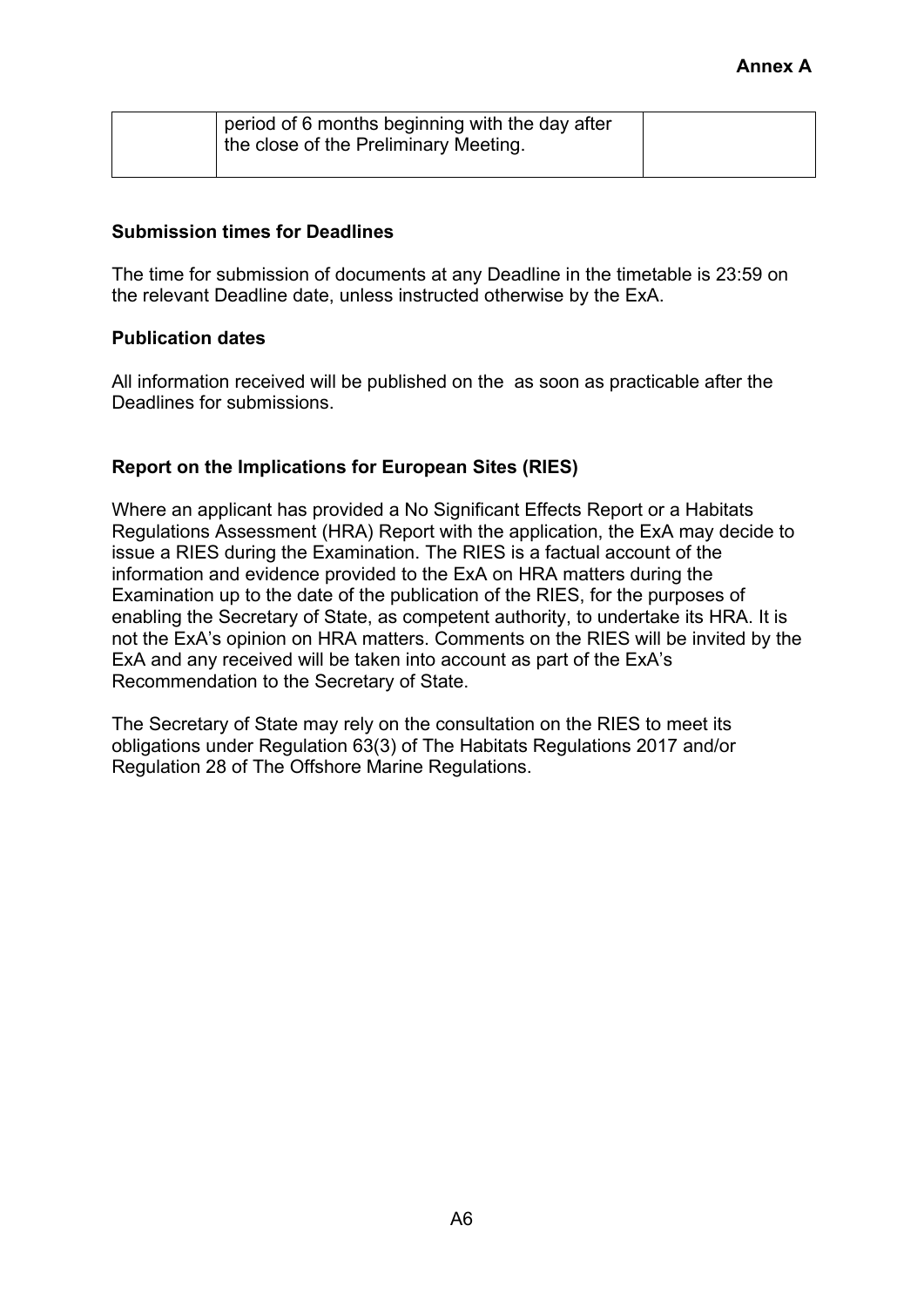| | period of 6 months beginning with the day after the close of the Preliminary Meeting. | |
|---|---|---|

**Submission times for Deadlines**

The time for submission of documents at any Deadline in the timetable is 23:59 on the relevant Deadline date, unless instructed otherwise by the ExA.

**Publication dates**

All information received will be published on the  as soon as practicable after the Deadlines for submissions.

**Report on the Implications for European Sites (RIES)**

Where an applicant has provided a No Significant Effects Report or a Habitats Regulations Assessment (HRA) Report with the application, the ExA may decide to issue a RIES during the Examination. The RIES is a factual account of the information and evidence provided to the ExA on HRA matters during the Examination up to the date of the publication of the RIES, for the purposes of enabling the Secretary of State, as competent authority, to undertake its HRA. It is not the ExA's opinion on HRA matters. Comments on the RIES will be invited by the ExA and any received will be taken into account as part of the ExA's Recommendation to the Secretary of State.

The Secretary of State may rely on the consultation on the RIES to meet its obligations under Regulation 63(3) of The Habitats Regulations 2017 and/or Regulation 28 of The Offshore Marine Regulations.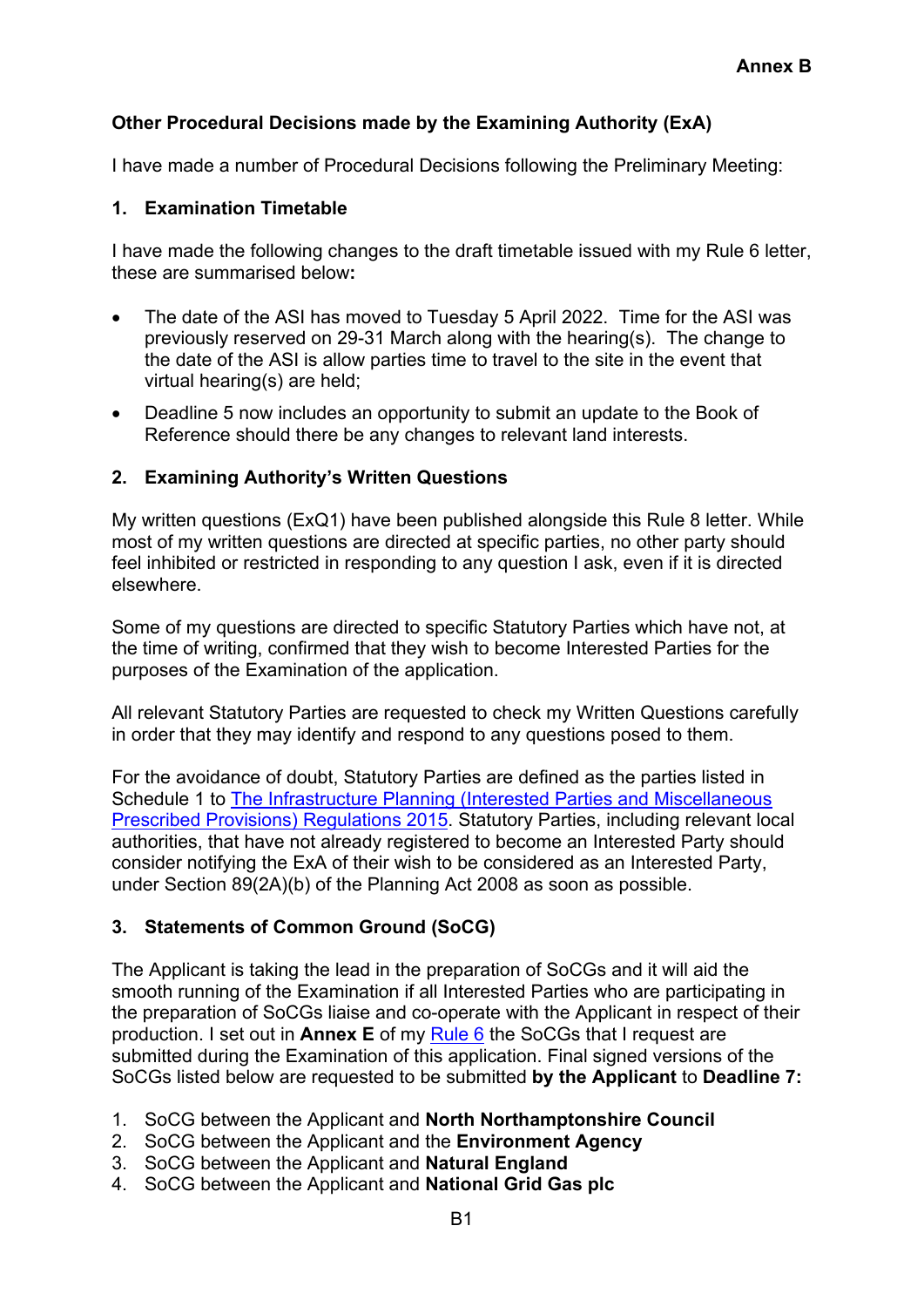**Annex B**

**Other Procedural Decisions made by the Examining Authority (ExA)**

I have made a number of Procedural Decisions following the Preliminary Meeting:

## 1. Examination Timetable

I have made the following changes to the draft timetable issued with my Rule 6 letter, these are summarised below**:**

- The date of the ASI has moved to Tuesday 5 April 2022. Time for the ASI was previously reserved on 29-31 March along with the hearing(s). The change to the date of the ASI is allow parties time to travel to the site in the event that virtual hearing(s) are held;
- Deadline 5 now includes an opportunity to submit an update to the Book of Reference should there be any changes to relevant land interests.

## 2. Examining Authority's Written Questions

My written questions (ExQ1) have been published alongside this Rule 8 letter. While most of my written questions are directed at specific parties, no other party should feel inhibited or restricted in responding to any question I ask, even if it is directed elsewhere.

Some of my questions are directed to specific Statutory Parties which have not, at the time of writing, confirmed that they wish to become Interested Parties for the purposes of the Examination of the application.

All relevant Statutory Parties are requested to check my Written Questions carefully in order that they may identify and respond to any questions posed to them.

For the avoidance of doubt, Statutory Parties are defined as the parties listed in Schedule 1 to The Infrastructure Planning (Interested Parties and Miscellaneous Prescribed Provisions) Regulations 2015. Statutory Parties, including relevant local authorities, that have not already registered to become an Interested Party should consider notifying the ExA of their wish to be considered as an Interested Party, under Section 89(2A)(b) of the Planning Act 2008 as soon as possible.

## 3. Statements of Common Ground (SoCG)

The Applicant is taking the lead in the preparation of SoCGs and it will aid the smooth running of the Examination if all Interested Parties who are participating in the preparation of SoCGs liaise and co-operate with the Applicant in respect of their production. I set out in **Annex E** of my Rule 6 the SoCGs that I request are submitted during the Examination of this application. Final signed versions of the SoCGs listed below are requested to be submitted **by the Applicant** to **Deadline 7:**

1. SoCG between the Applicant and **North Northamptonshire Council**
2. SoCG between the Applicant and the **Environment Agency**
3. SoCG between the Applicant and **Natural England**
4. SoCG between the Applicant and **National Grid Gas plc**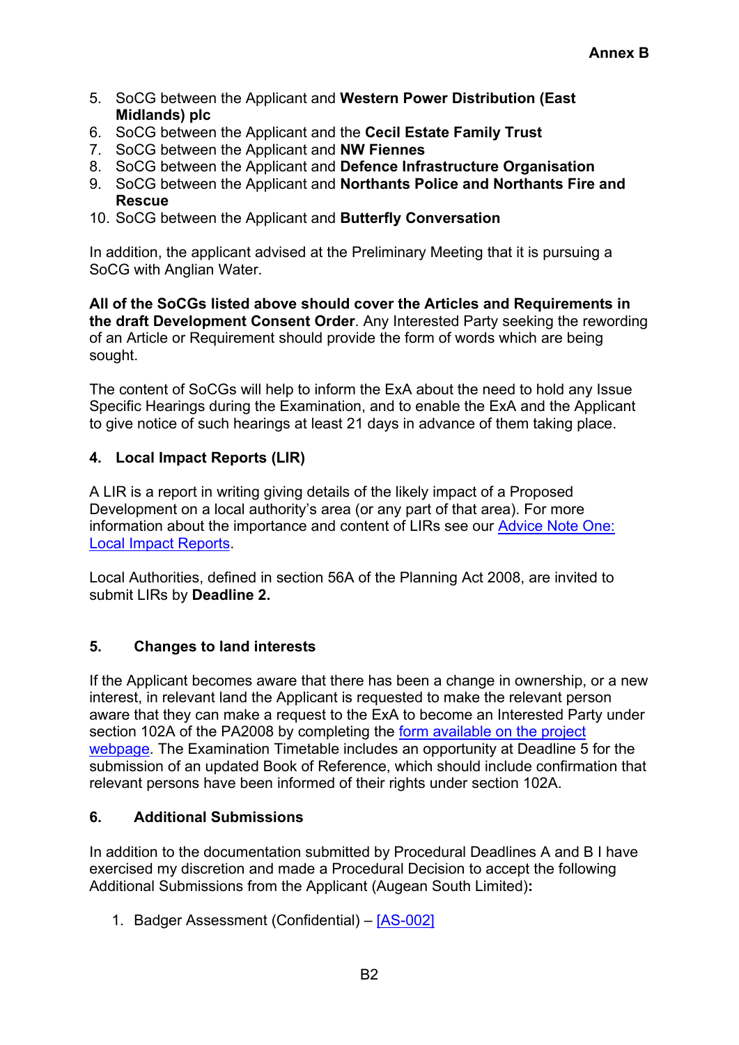5. SoCG between the Applicant and **Western Power Distribution (East Midlands) plc**
6. SoCG between the Applicant and the **Cecil Estate Family Trust**
7. SoCG between the Applicant and **NW Fiennes**
8. SoCG between the Applicant and **Defence Infrastructure Organisation**
9. SoCG between the Applicant and **Northants Police and Northants Fire and Rescue**
10. SoCG between the Applicant and **Butterfly Conversation**

In addition, the applicant advised at the Preliminary Meeting that it is pursuing a SoCG with Anglian Water.

**All of the SoCGs listed above should cover the Articles and Requirements in the draft Development Consent Order**. Any Interested Party seeking the rewording of an Article or Requirement should provide the form of words which are being sought.

The content of SoCGs will help to inform the ExA about the need to hold any Issue Specific Hearings during the Examination, and to enable the ExA and the Applicant to give notice of such hearings at least 21 days in advance of them taking place.

## 4. Local Impact Reports (LIR)

A LIR is a report in writing giving details of the likely impact of a Proposed Development on a local authority's area (or any part of that area). For more information about the importance and content of LIRs see our Advice Note One: Local Impact Reports.

Local Authorities, defined in section 56A of the Planning Act 2008, are invited to submit LIRs by **Deadline 2.**

## 5. Changes to land interests

If the Applicant becomes aware that there has been a change in ownership, or a new interest, in relevant land the Applicant is requested to make the relevant person aware that they can make a request to the ExA to become an Interested Party under section 102A of the PA2008 by completing the form available on the project webpage. The Examination Timetable includes an opportunity at Deadline 5 for the submission of an updated Book of Reference, which should include confirmation that relevant persons have been informed of their rights under section 102A.

## 6. Additional Submissions

In addition to the documentation submitted by Procedural Deadlines A and B I have exercised my discretion and made a Procedural Decision to accept the following Additional Submissions from the Applicant (Augean South Limited)**:**

1. Badger Assessment (Confidential) – [AS-002]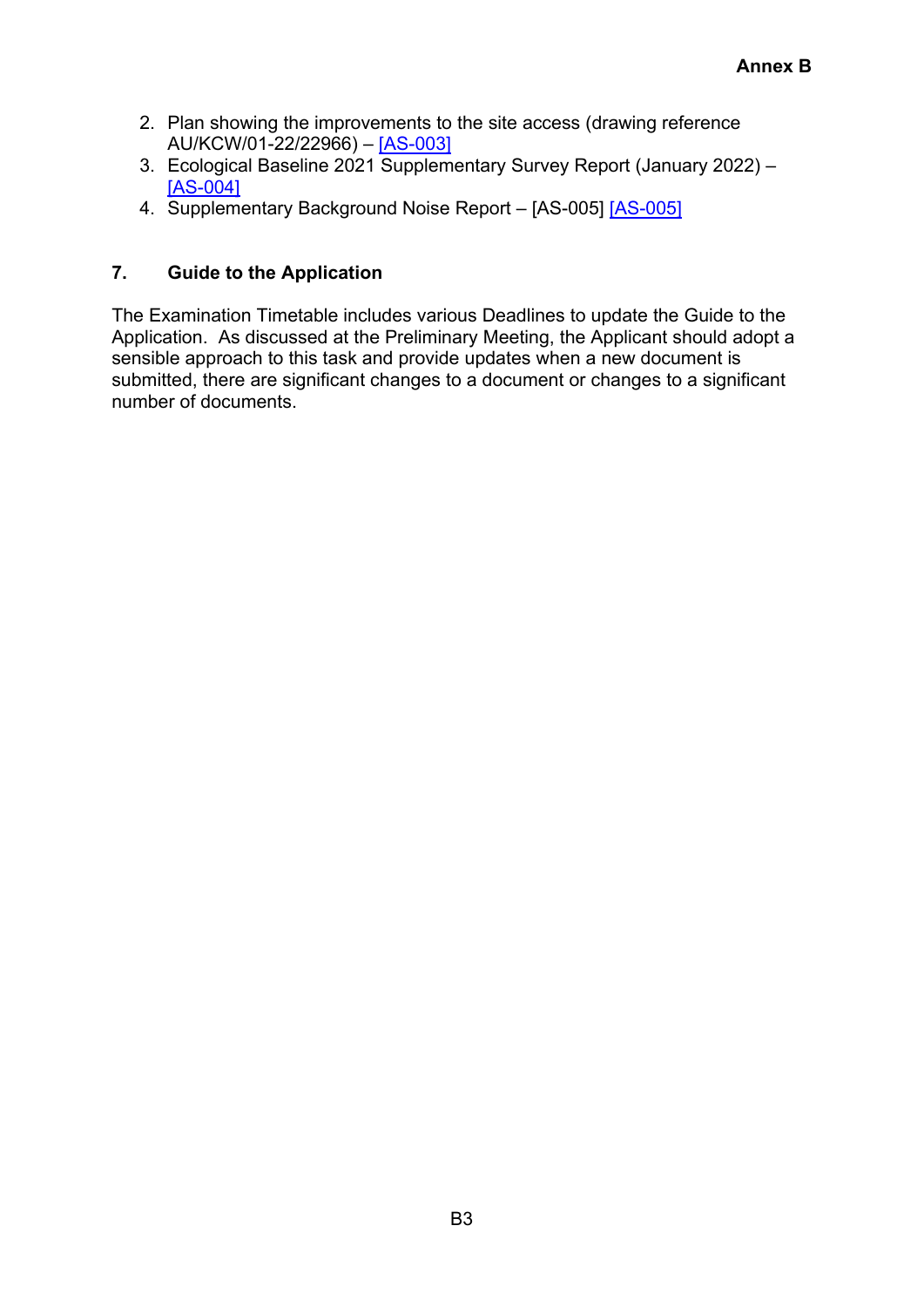2. Plan showing the improvements to the site access (drawing reference AU/KCW/01-22/22966) – [AS-003]
3. Ecological Baseline 2021 Supplementary Survey Report (January 2022) – [AS-004]
4. Supplementary Background Noise Report – [AS-005] [AS-005]

## 7. Guide to the Application

The Examination Timetable includes various Deadlines to update the Guide to the Application. As discussed at the Preliminary Meeting, the Applicant should adopt a sensible approach to this task and provide updates when a new document is submitted, there are significant changes to a document or changes to a significant number of documents.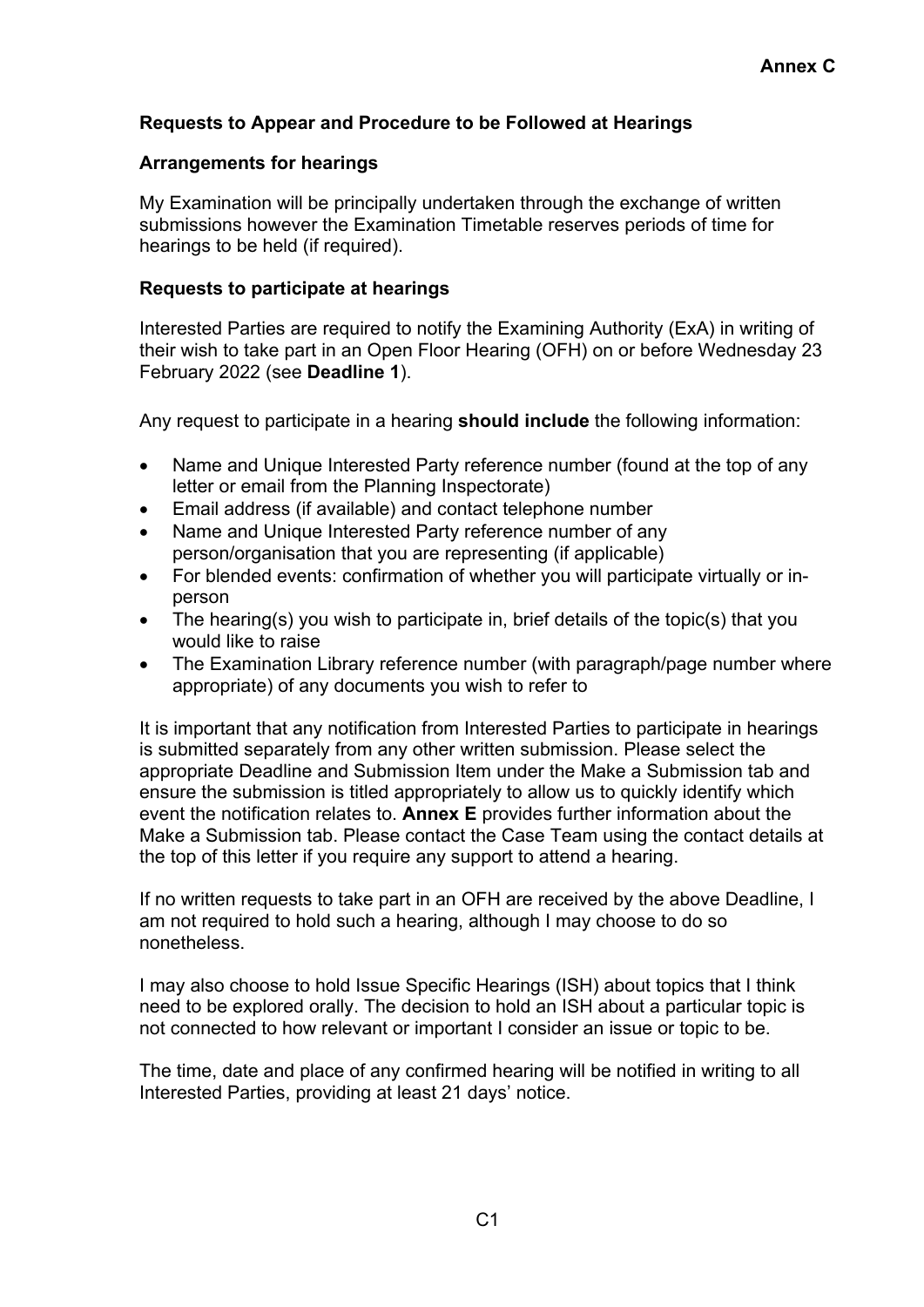**Annex C**

## Requests to Appear and Procedure to be Followed at Hearings

### Arrangements for hearings

My Examination will be principally undertaken through the exchange of written submissions however the Examination Timetable reserves periods of time for hearings to be held (if required).

### Requests to participate at hearings

Interested Parties are required to notify the Examining Authority (ExA) in writing of their wish to take part in an Open Floor Hearing (OFH) on or before Wednesday 23 February 2022 (see **Deadline 1**).

Any request to participate in a hearing **should include** the following information:

- Name and Unique Interested Party reference number (found at the top of any letter or email from the Planning Inspectorate)
- Email address (if available) and contact telephone number
- Name and Unique Interested Party reference number of any person/organisation that you are representing (if applicable)
- For blended events: confirmation of whether you will participate virtually or in-person
- The hearing(s) you wish to participate in, brief details of the topic(s) that you would like to raise
- The Examination Library reference number (with paragraph/page number where appropriate) of any documents you wish to refer to

It is important that any notification from Interested Parties to participate in hearings is submitted separately from any other written submission. Please select the appropriate Deadline and Submission Item under the Make a Submission tab and ensure the submission is titled appropriately to allow us to quickly identify which event the notification relates to. **Annex E** provides further information about the Make a Submission tab. Please contact the Case Team using the contact details at the top of this letter if you require any support to attend a hearing.

If no written requests to take part in an OFH are received by the above Deadline, I am not required to hold such a hearing, although I may choose to do so nonetheless.

I may also choose to hold Issue Specific Hearings (ISH) about topics that I think need to be explored orally. The decision to hold an ISH about a particular topic is not connected to how relevant or important I consider an issue or topic to be.

The time, date and place of any confirmed hearing will be notified in writing to all Interested Parties, providing at least 21 days' notice.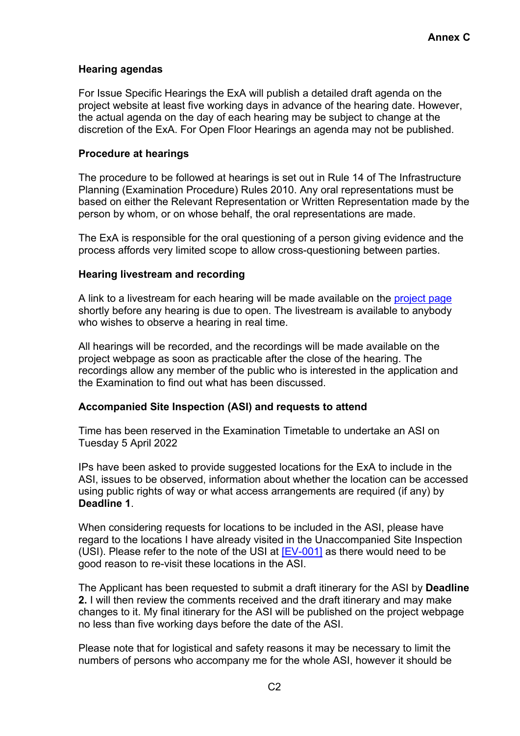**Annex C**

### Hearing agendas

For Issue Specific Hearings the ExA will publish a detailed draft agenda on the project website at least five working days in advance of the hearing date. However, the actual agenda on the day of each hearing may be subject to change at the discretion of the ExA. For Open Floor Hearings an agenda may not be published.

### Procedure at hearings

The procedure to be followed at hearings is set out in Rule 14 of The Infrastructure Planning (Examination Procedure) Rules 2010. Any oral representations must be based on either the Relevant Representation or Written Representation made by the person by whom, or on whose behalf, the oral representations are made.

The ExA is responsible for the oral questioning of a person giving evidence and the process affords very limited scope to allow cross-questioning between parties.

### Hearing livestream and recording

A link to a livestream for each hearing will be made available on the project page shortly before any hearing is due to open. The livestream is available to anybody who wishes to observe a hearing in real time.

All hearings will be recorded, and the recordings will be made available on the project webpage as soon as practicable after the close of the hearing. The recordings allow any member of the public who is interested in the application and the Examination to find out what has been discussed.

### Accompanied Site Inspection (ASI) and requests to attend

Time has been reserved in the Examination Timetable to undertake an ASI on Tuesday 5 April 2022

IPs have been asked to provide suggested locations for the ExA to include in the ASI, issues to be observed, information about whether the location can be accessed using public rights of way or what access arrangements are required (if any) by **Deadline 1**.

When considering requests for locations to be included in the ASI, please have regard to the locations I have already visited in the Unaccompanied Site Inspection (USI). Please refer to the note of the USI at [EV-001] as there would need to be good reason to re-visit these locations in the ASI.

The Applicant has been requested to submit a draft itinerary for the ASI by **Deadline 2.** I will then review the comments received and the draft itinerary and may make changes to it. My final itinerary for the ASI will be published on the project webpage no less than five working days before the date of the ASI.

Please note that for logistical and safety reasons it may be necessary to limit the numbers of persons who accompany me for the whole ASI, however it should be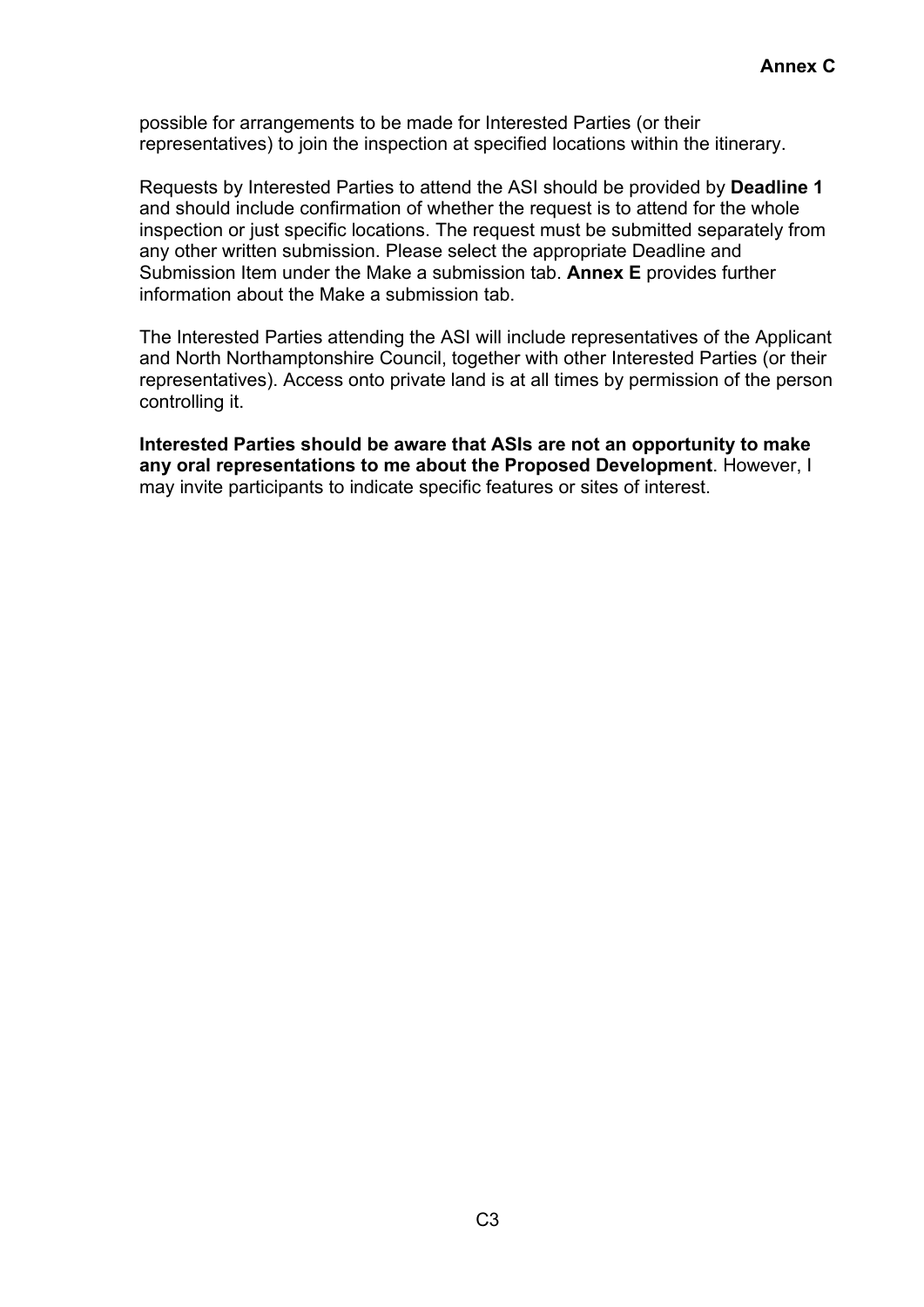possible for arrangements to be made for Interested Parties (or their representatives) to join the inspection at specified locations within the itinerary.

Requests by Interested Parties to attend the ASI should be provided by **Deadline 1** and should include confirmation of whether the request is to attend for the whole inspection or just specific locations. The request must be submitted separately from any other written submission. Please select the appropriate Deadline and Submission Item under the Make a submission tab. **Annex E** provides further information about the Make a submission tab.

The Interested Parties attending the ASI will include representatives of the Applicant and North Northamptonshire Council, together with other Interested Parties (or their representatives). Access onto private land is at all times by permission of the person controlling it.

**Interested Parties should be aware that ASIs are not an opportunity to make any oral representations to me about the Proposed Development**. However, I may invite participants to indicate specific features or sites of interest.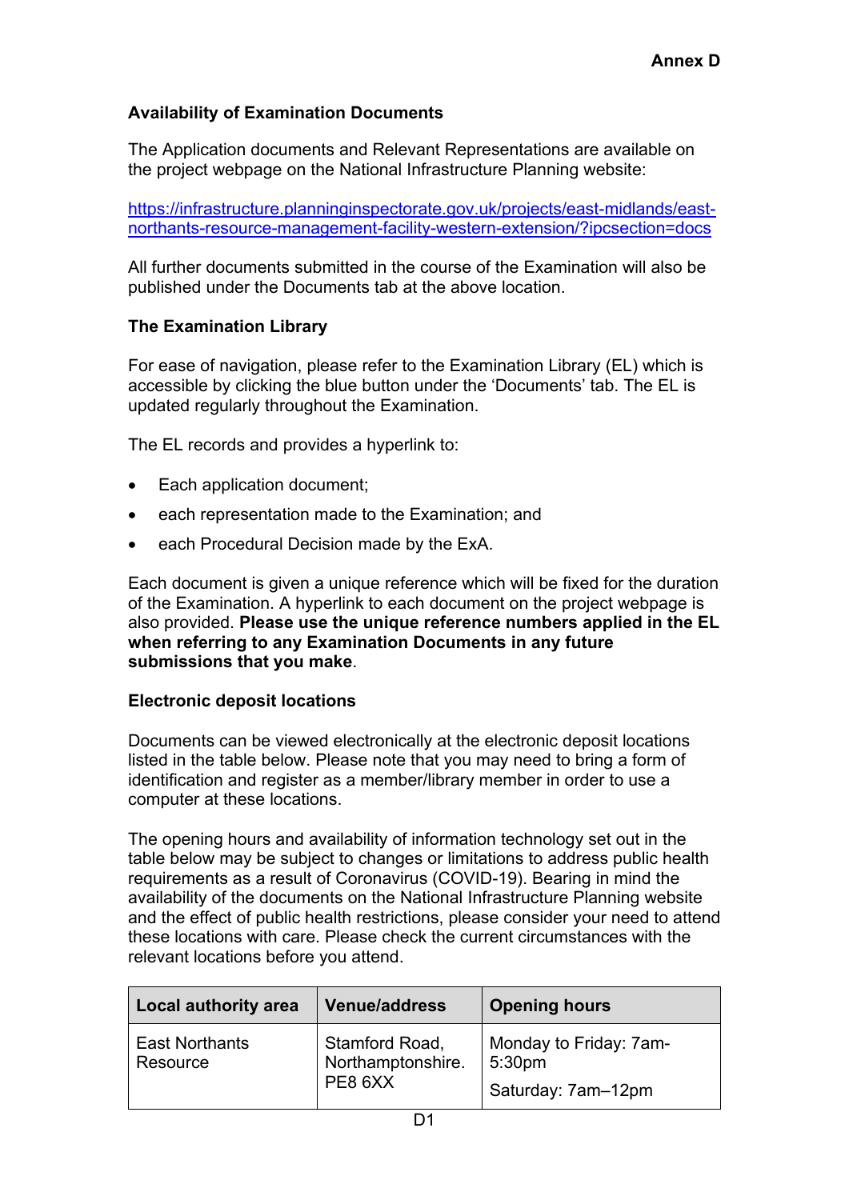**Annex D**

**Availability of Examination Documents**

The Application documents and Relevant Representations are available on the project webpage on the National Infrastructure Planning website:

[https://infrastructure.planninginspectorate.gov.uk/projects/east-midlands/east-northants-resource-management-facility-western-extension/?ipcsection=docs](https://infrastructure.planninginspectorate.gov.uk/projects/east-midlands/east-northants-resource-management-facility-western-extension/?ipcsection=docs)

All further documents submitted in the course of the Examination will also be published under the Documents tab at the above location.

**The Examination Library**

For ease of navigation, please refer to the Examination Library (EL) which is accessible by clicking the blue button under the 'Documents' tab. The EL is updated regularly throughout the Examination.

The EL records and provides a hyperlink to:

- Each application document;
- each representation made to the Examination; and
- each Procedural Decision made by the ExA.

Each document is given a unique reference which will be fixed for the duration of the Examination. A hyperlink to each document on the project webpage is also provided. **Please use the unique reference numbers applied in the EL when referring to any Examination Documents in any future submissions that you make**.

**Electronic deposit locations**

Documents can be viewed electronically at the electronic deposit locations listed in the table below. Please note that you may need to bring a form of identification and register as a member/library member in order to use a computer at these locations.

The opening hours and availability of information technology set out in the table below may be subject to changes or limitations to address public health requirements as a result of Coronavirus (COVID-19). Bearing in mind the availability of the documents on the National Infrastructure Planning website and the effect of public health restrictions, please consider your need to attend these locations with care. Please check the current circumstances with the relevant locations before you attend.

| Local authority area | Venue/address | Opening hours |
|---|---|---|
| East Northants Resource | Stamford Road, Northamptonshire. PE8 6XX | Monday to Friday: 7am-5:30pm<br><br>Saturday: 7am–12pm |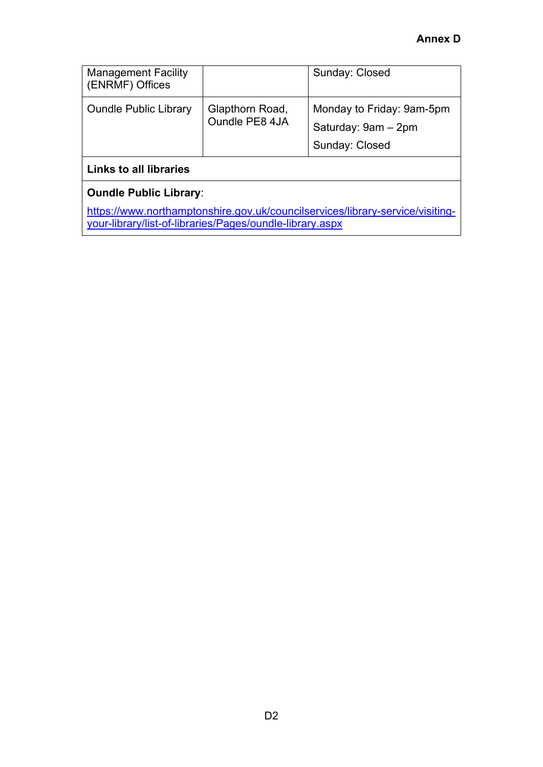| Management Facility (ENRMF) Offices | | Sunday: Closed |
|---|---|---|
| Oundle Public Library | Glapthorn Road, Oundle PE8 4JA | Monday to Friday: 9am-5pm<br>Saturday: 9am – 2pm<br>Sunday: Closed |
| **Links to all libraries** | | |
| **Oundle Public Library**: [https://www.northamptonshire.gov.uk/councilservices/library-service/visiting-your-library/list-of-libraries/Pages/oundle-library.aspx](https://www.northamptonshire.gov.uk/councilservices/library-service/visiting-your-library/list-of-libraries/Pages/oundle-library.aspx) | | |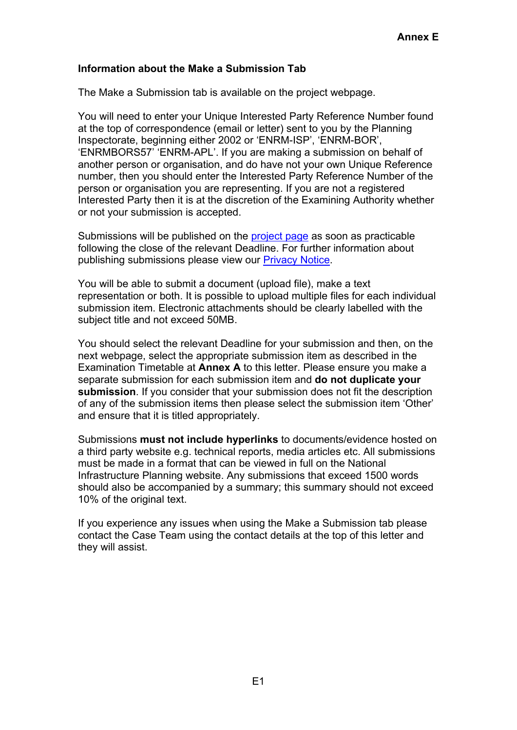**Annex E**

**Information about the Make a Submission Tab**

The Make a Submission tab is available on the project webpage.

You will need to enter your Unique Interested Party Reference Number found at the top of correspondence (email or letter) sent to you by the Planning Inspectorate, beginning either 2002 or 'ENRM-ISP', 'ENRM-BOR', 'ENRMBORS57' 'ENRM-APL'. If you are making a submission on behalf of another person or organisation, and do have not your own Unique Reference number, then you should enter the Interested Party Reference Number of the person or organisation you are representing. If you are not a registered Interested Party then it is at the discretion of the Examining Authority whether or not your submission is accepted.

Submissions will be published on the project page as soon as practicable following the close of the relevant Deadline. For further information about publishing submissions please view our Privacy Notice.

You will be able to submit a document (upload file), make a text representation or both. It is possible to upload multiple files for each individual submission item. Electronic attachments should be clearly labelled with the subject title and not exceed 50MB.

You should select the relevant Deadline for your submission and then, on the next webpage, select the appropriate submission item as described in the Examination Timetable at **Annex A** to this letter. Please ensure you make a separate submission for each submission item and **do not duplicate your submission**. If you consider that your submission does not fit the description of any of the submission items then please select the submission item 'Other' and ensure that it is titled appropriately.

Submissions **must not include hyperlinks** to documents/evidence hosted on a third party website e.g. technical reports, media articles etc. All submissions must be made in a format that can be viewed in full on the National Infrastructure Planning website. Any submissions that exceed 1500 words should also be accompanied by a summary; this summary should not exceed 10% of the original text.

If you experience any issues when using the Make a Submission tab please contact the Case Team using the contact details at the top of this letter and they will assist.